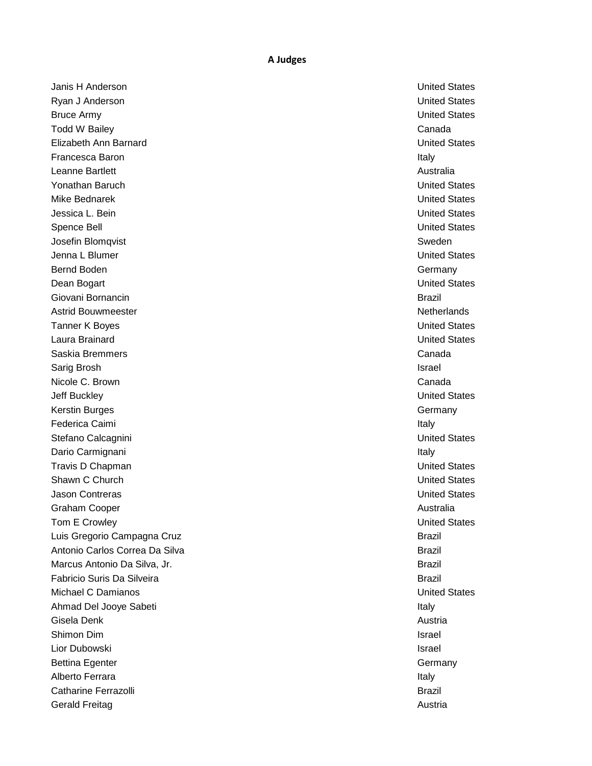## A Judges

| Name | Country |
|---|---|
| Janis H Anderson | United States |
| Ryan J Anderson | United States |
| Bruce Army | United States |
| Todd W Bailey | Canada |
| Elizabeth Ann Barnard | United States |
| Francesca Baron | Italy |
| Leanne Bartlett | Australia |
| Yonathan Baruch | United States |
| Mike Bednarek | United States |
| Jessica L. Bein | United States |
| Spence Bell | United States |
| Josefin Blomqvist | Sweden |
| Jenna L Blumer | United States |
| Bernd Boden | Germany |
| Dean Bogart | United States |
| Giovani Bornancin | Brazil |
| Astrid Bouwmeester | Netherlands |
| Tanner K Boyes | United States |
| Laura Brainard | United States |
| Saskia Bremmers | Canada |
| Sarig Brosh | Israel |
| Nicole C. Brown | Canada |
| Jeff Buckley | United States |
| Kerstin Burges | Germany |
| Federica Caimi | Italy |
| Stefano Calcagnini | United States |
| Dario Carmignani | Italy |
| Travis D Chapman | United States |
| Shawn C Church | United States |
| Jason Contreras | United States |
| Graham Cooper | Australia |
| Tom E Crowley | United States |
| Luis Gregorio Campagna Cruz | Brazil |
| Antonio Carlos Correa Da Silva | Brazil |
| Marcus Antonio Da Silva, Jr. | Brazil |
| Fabricio Suris Da Silveira | Brazil |
| Michael C Damianos | United States |
| Ahmad Del Jooye Sabeti | Italy |
| Gisela Denk | Austria |
| Shimon Dim | Israel |
| Lior Dubowski | Israel |
| Bettina Egenter | Germany |
| Alberto Ferrara | Italy |
| Catharine Ferrazolli | Brazil |
| Gerald Freitag | Austria |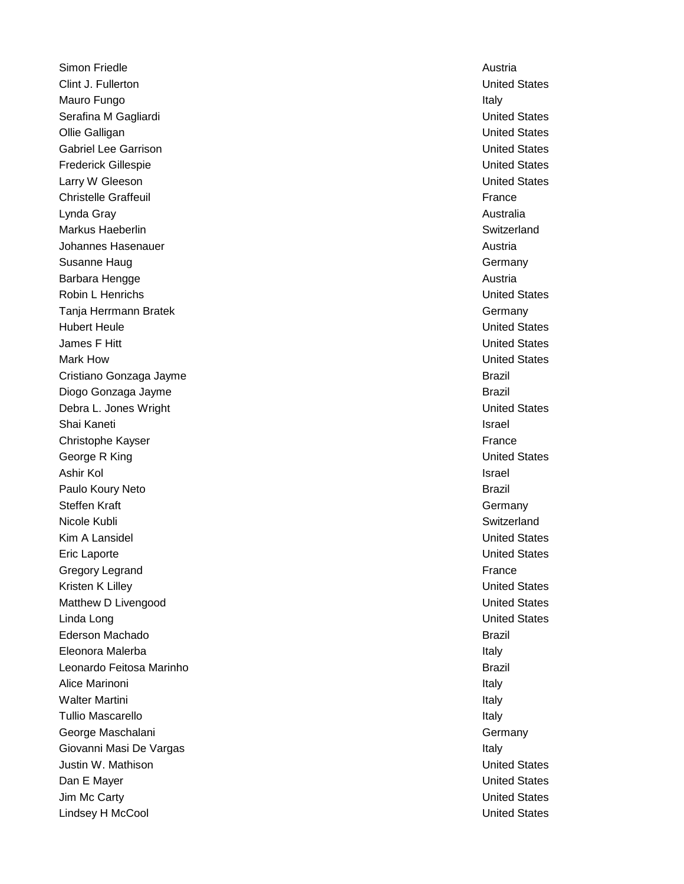| | |
|---|---|
| Simon Friedle | Austria |
| Clint J. Fullerton | United States |
| Mauro Fungo | Italy |
| Serafina M Gagliardi | United States |
| Ollie Galligan | United States |
| Gabriel Lee Garrison | United States |
| Frederick Gillespie | United States |
| Larry W Gleeson | United States |
| Christelle Graffeuil | France |
| Lynda Gray | Australia |
| Markus Haeberlin | Switzerland |
| Johannes Hasenauer | Austria |
| Susanne Haug | Germany |
| Barbara Hengge | Austria |
| Robin L Henrichs | United States |
| Tanja Herrmann Bratek | Germany |
| Hubert Heule | United States |
| James F Hitt | United States |
| Mark How | United States |
| Cristiano Gonzaga Jayme | Brazil |
| Diogo Gonzaga Jayme | Brazil |
| Debra L. Jones Wright | United States |
| Shai Kaneti | Israel |
| Christophe Kayser | France |
| George R King | United States |
| Ashir Kol | Israel |
| Paulo Koury Neto | Brazil |
| Steffen Kraft | Germany |
| Nicole Kubli | Switzerland |
| Kim A Lansidel | United States |
| Eric Laporte | United States |
| Gregory Legrand | France |
| Kristen K Lilley | United States |
| Matthew D Livengood | United States |
| Linda Long | United States |
| Ederson Machado | Brazil |
| Eleonora Malerba | Italy |
| Leonardo Feitosa Marinho | Brazil |
| Alice Marinoni | Italy |
| Walter Martini | Italy |
| Tullio Mascarello | Italy |
| George Maschalani | Germany |
| Giovanni Masi De Vargas | Italy |
| Justin W. Mathison | United States |
| Dan E Mayer | United States |
| Jim Mc Carty | United States |
| Lindsey H McCool | United States |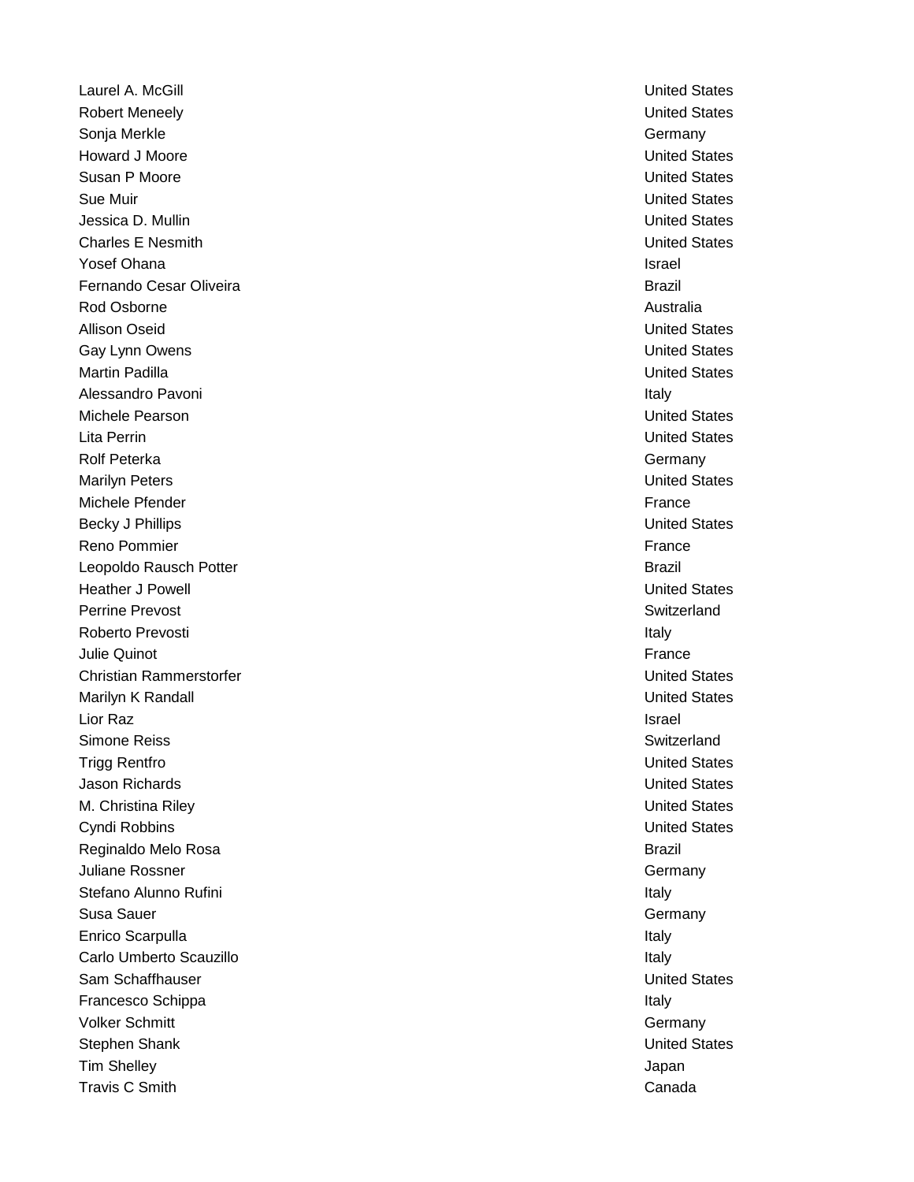| | |
|---|---|
| Laurel A. McGill | United States |
| Robert Meneely | United States |
| Sonja Merkle | Germany |
| Howard J Moore | United States |
| Susan P Moore | United States |
| Sue Muir | United States |
| Jessica D. Mullin | United States |
| Charles E Nesmith | United States |
| Yosef Ohana | Israel |
| Fernando Cesar Oliveira | Brazil |
| Rod Osborne | Australia |
| Allison Oseid | United States |
| Gay Lynn Owens | United States |
| Martin Padilla | United States |
| Alessandro Pavoni | Italy |
| Michele Pearson | United States |
| Lita Perrin | United States |
| Rolf Peterka | Germany |
| Marilyn Peters | United States |
| Michele Pfender | France |
| Becky J Phillips | United States |
| Reno Pommier | France |
| Leopoldo Rausch Potter | Brazil |
| Heather J Powell | United States |
| Perrine Prevost | Switzerland |
| Roberto Prevosti | Italy |
| Julie Quinot | France |
| Christian Rammerstorfer | United States |
| Marilyn K Randall | United States |
| Lior Raz | Israel |
| Simone Reiss | Switzerland |
| Trigg Rentfro | United States |
| Jason Richards | United States |
| M. Christina Riley | United States |
| Cyndi Robbins | United States |
| Reginaldo Melo Rosa | Brazil |
| Juliane Rossner | Germany |
| Stefano Alunno Rufini | Italy |
| Susa Sauer | Germany |
| Enrico Scarpulla | Italy |
| Carlo Umberto Scauzillo | Italy |
| Sam Schaffhauser | United States |
| Francesco Schippa | Italy |
| Volker Schmitt | Germany |
| Stephen Shank | United States |
| Tim Shelley | Japan |
| Travis C Smith | Canada |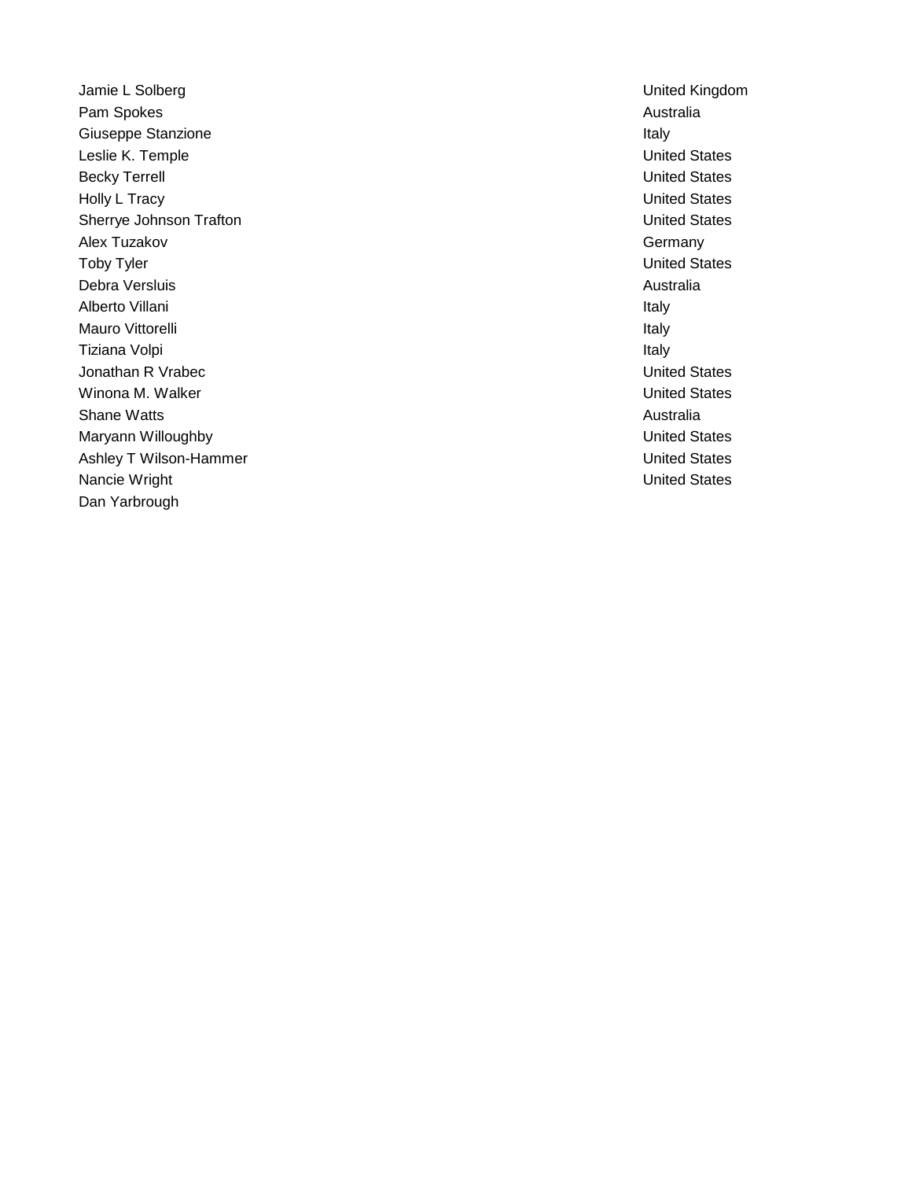| | |
|---|---|
| Jamie L Solberg | United Kingdom |
| Pam Spokes | Australia |
| Giuseppe Stanzione | Italy |
| Leslie K. Temple | United States |
| Becky Terrell | United States |
| Holly L Tracy | United States |
| Sherrye Johnson Trafton | United States |
| Alex Tuzakov | Germany |
| Toby Tyler | United States |
| Debra Versluis | Australia |
| Alberto Villani | Italy |
| Mauro Vittorelli | Italy |
| Tiziana Volpi | Italy |
| Jonathan R Vrabec | United States |
| Winona M. Walker | United States |
| Shane Watts | Australia |
| Maryann Willoughby | United States |
| Ashley T Wilson-Hammer | United States |
| Nancie Wright | United States |
| Dan Yarbrough | |